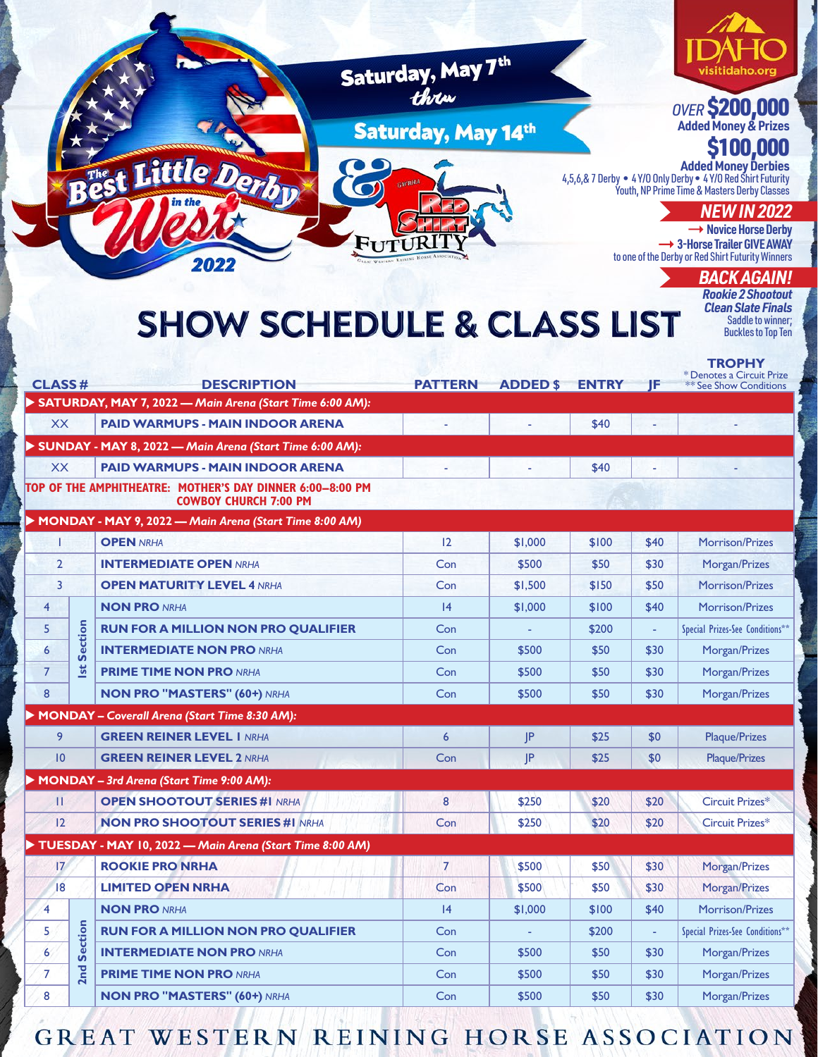# The Best Little Derby in the West 2022 & GWRHA Red Shirt Futurity

**Saturday, May 7th thru Saturday, May 14th**

IDAHO visitidaho.org

OVER **$200,000** Added Money & Prizes

**$100,000** Added Money Derbies

4,5,6,& 7 Derby • 4 Y/O Only Derby • 4 Y/O Red Shirt Futurity Youth, NP Prime Time & Masters Derby Classes

**NEW IN 2022**

→ Novice Horse Derby

→ 3-Horse Trailer GIVE AWAY to one of the Derby or Red Shirt Futurity Winners

**BACK AGAIN!**

Rookie 2 Shootout

Clean Slate Finals

Saddle to winner; Buckles to Top Ten

## SHOW SCHEDULE & CLASS LIST

| CLASS # | | DESCRIPTION | PATTERN | ADDED $ | ENTRY | JF | TROPHY (* Denotes a Circuit Prize; ** See Show Conditions) |
|---|---|---|---|---|---|---|---|
| **SATURDAY, MAY 7, 2022 — *Main Arena (Start Time 6:00 AM):*** | | | | | | | |
| XX | | **PAID WARMUPS - MAIN INDOOR ARENA** | - | - | $40 | - | - |
| **SUNDAY - MAY 8, 2022 — *Main Arena (Start Time 6:00 AM):*** | | | | | | | |
| XX | | **PAID WARMUPS - MAIN INDOOR ARENA** | - | - | $40 | - | - |
| **TOP OF THE AMPHITHEATRE: MOTHER'S DAY DINNER 6:00–8:00 PM COWBOY CHURCH 7:00 PM** | | | | | | | |
| **MONDAY - MAY 9, 2022 — *Main Arena (Start Time 8:00 AM)*** | | | | | | | |
| 1 | | **OPEN** *NRHA* | 12 | $1,000 | $100 | $40 | Morrison/Prizes |
| 2 | | **INTERMEDIATE OPEN** *NRHA* | Con | $500 | $50 | $30 | Morgan/Prizes |
| 3 | | **OPEN MATURITY LEVEL 4** *NRHA* | Con | $1,500 | $150 | $50 | Morrison/Prizes |
| 4 | 1st Section | **NON PRO** *NRHA* | 14 | $1,000 | $100 | $40 | Morrison/Prizes |
| 5 | 1st Section | **RUN FOR A MILLION NON PRO QUALIFIER** | Con | - | $200 | - | Special Prizes-See Conditions** |
| 6 | 1st Section | **INTERMEDIATE NON PRO** *NRHA* | Con | $500 | $50 | $30 | Morgan/Prizes |
| 7 | 1st Section | **PRIME TIME NON PRO** *NRHA* | Con | $500 | $50 | $30 | Morgan/Prizes |
| 8 | 1st Section | **NON PRO "MASTERS" (60+)** *NRHA* | Con | $500 | $50 | $30 | Morgan/Prizes |
| **MONDAY – *Coverall Arena (Start Time 8:30 AM):*** | | | | | | | |
| 9 | | **GREEN REINER LEVEL 1** *NRHA* | 6 | JP | $25 | $0 | Plaque/Prizes |
| 10 | | **GREEN REINER LEVEL 2** *NRHA* | Con | JP | $25 | $0 | Plaque/Prizes |
| **MONDAY – *3rd Arena (Start Time 9:00 AM):*** | | | | | | | |
| 11 | | **OPEN SHOOTOUT SERIES #1** *NRHA* | 8 | $250 | $20 | $20 | Circuit Prizes* |
| 12 | | **NON PRO SHOOTOUT SERIES #1** *NRHA* | Con | $250 | $20 | $20 | Circuit Prizes* |
| **TUESDAY - MAY 10, 2022 — *Main Arena (Start Time 8:00 AM)*** | | | | | | | |
| 17 | | **ROOKIE PRO NRHA** | 7 | $500 | $50 | $30 | Morgan/Prizes |
| 18 | | **LIMITED OPEN NRHA** | Con | $500 | $50 | $30 | Morgan/Prizes |
| 4 | 2nd Section | **NON PRO** *NRHA* | 14 | $1,000 | $100 | $40 | Morrison/Prizes |
| 5 | 2nd Section | **RUN FOR A MILLION NON PRO QUALIFIER** | Con | - | $200 | - | Special Prizes-See Conditions** |
| 6 | 2nd Section | **INTERMEDIATE NON PRO** *NRHA* | Con | $500 | $50 | $30 | Morgan/Prizes |
| 7 | 2nd Section | **PRIME TIME NON PRO** *NRHA* | Con | $500 | $50 | $30 | Morgan/Prizes |
| 8 | 2nd Section | **NON PRO "MASTERS" (60+)** *NRHA* | Con | $500 | $50 | $30 | Morgan/Prizes |

GREAT WESTERN REINING HORSE ASSOCIATION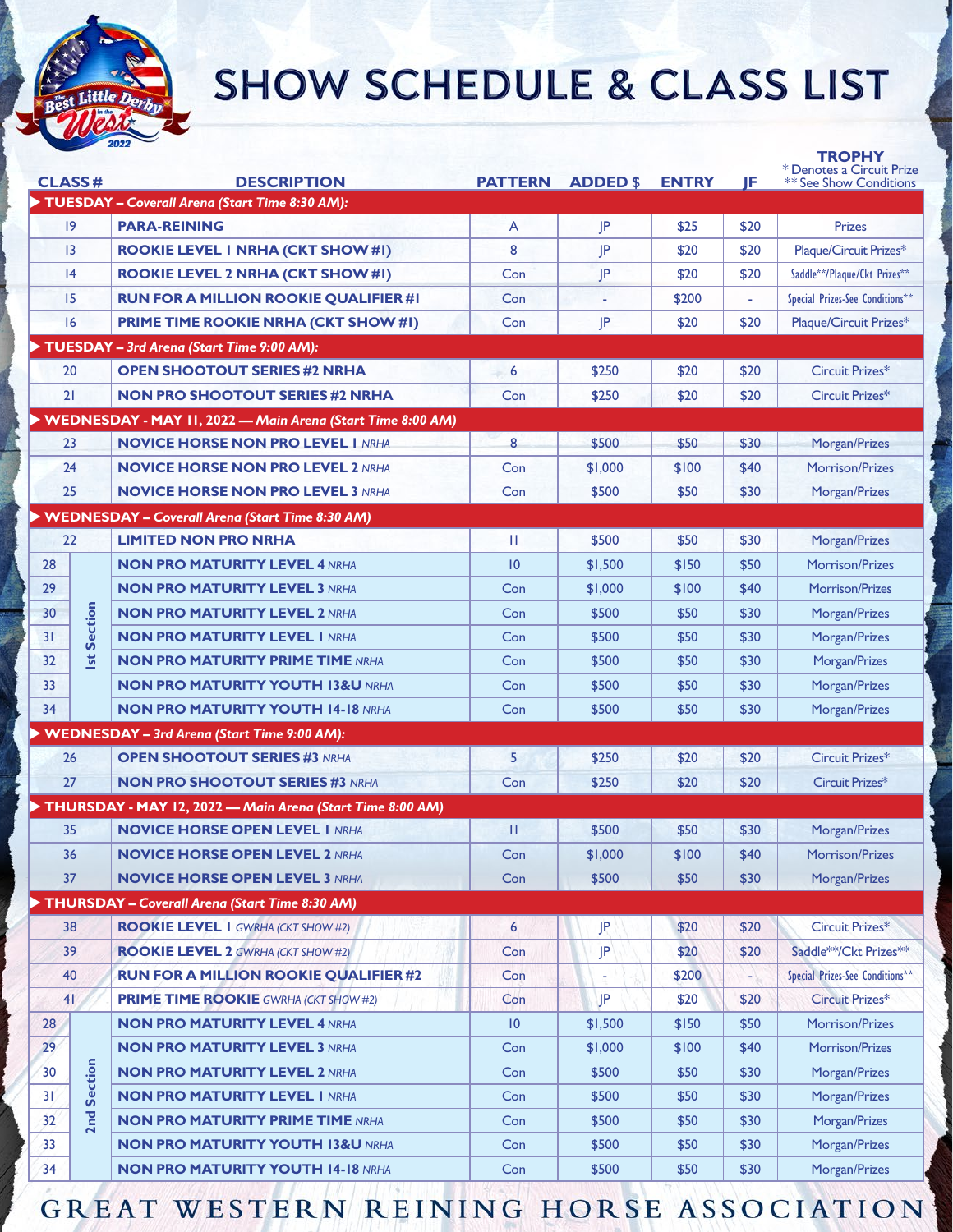# SHOW SCHEDULE & CLASS LIST

| CLASS # | | DESCRIPTION | PATTERN | ADDED $ | ENTRY | JF | TROPHY (* Denotes a Circuit Prize ** See Show Conditions) |
|---|---|---|---|---|---|---|---|
| **TUESDAY – *Coverall Arena (Start Time 8:30 AM):*** | | | | | | | |
| 19 | | **PARA-REINING** | A | JP | $25 | $20 | Prizes |
| 13 | | **ROOKIE LEVEL 1 NRHA (CKT SHOW #1)** | 8 | JP | $20 | $20 | Plaque/Circuit Prizes* |
| 14 | | **ROOKIE LEVEL 2 NRHA (CKT SHOW #1)** | Con | JP | $20 | $20 | Saddle**/Plaque/Ckt Prizes** |
| 15 | | **RUN FOR A MILLION ROOKIE QUALIFIER #1** | Con | - | $200 | - | Special Prizes-See Conditions** |
| 16 | | **PRIME TIME ROOKIE NRHA (CKT SHOW #1)** | Con | JP | $20 | $20 | Plaque/Circuit Prizes* |
| **TUESDAY – *3rd Arena (Start Time 9:00 AM):*** | | | | | | | |
| 20 | | **OPEN SHOOTOUT SERIES #2 NRHA** | 6 | $250 | $20 | $20 | Circuit Prizes* |
| 21 | | **NON PRO SHOOTOUT SERIES #2 NRHA** | Con | $250 | $20 | $20 | Circuit Prizes* |
| **WEDNESDAY - MAY 11, 2022 — *Main Arena (Start Time 8:00 AM)*** | | | | | | | |
| 23 | | **NOVICE HORSE NON PRO LEVEL 1** *NRHA* | 8 | $500 | $50 | $30 | Morgan/Prizes |
| 24 | | **NOVICE HORSE NON PRO LEVEL 2** *NRHA* | Con | $1,000 | $100 | $40 | Morrison/Prizes |
| 25 | | **NOVICE HORSE NON PRO LEVEL 3** *NRHA* | Con | $500 | $50 | $30 | Morgan/Prizes |
| **WEDNESDAY – *Coverall Arena (Start Time 8:30 AM)*** | | | | | | | |
| 22 | | **LIMITED NON PRO NRHA** | 11 | $500 | $50 | $30 | Morgan/Prizes |
| 28 | 1st Section | **NON PRO MATURITY LEVEL 4** *NRHA* | 10 | $1,500 | $150 | $50 | Morrison/Prizes |
| 29 | 1st Section | **NON PRO MATURITY LEVEL 3** *NRHA* | Con | $1,000 | $100 | $40 | Morrison/Prizes |
| 30 | 1st Section | **NON PRO MATURITY LEVEL 2** *NRHA* | Con | $500 | $50 | $30 | Morgan/Prizes |
| 31 | 1st Section | **NON PRO MATURITY LEVEL 1** *NRHA* | Con | $500 | $50 | $30 | Morgan/Prizes |
| 32 | 1st Section | **NON PRO MATURITY PRIME TIME** *NRHA* | Con | $500 | $50 | $30 | Morgan/Prizes |
| 33 | 1st Section | **NON PRO MATURITY YOUTH 13&U** *NRHA* | Con | $500 | $50 | $30 | Morgan/Prizes |
| 34 | 1st Section | **NON PRO MATURITY YOUTH 14-18** *NRHA* | Con | $500 | $50 | $30 | Morgan/Prizes |
| **WEDNESDAY – *3rd Arena (Start Time 9:00 AM):*** | | | | | | | |
| 26 | | **OPEN SHOOTOUT SERIES #3** *NRHA* | 5 | $250 | $20 | $20 | Circuit Prizes* |
| 27 | | **NON PRO SHOOTOUT SERIES #3** *NRHA* | Con | $250 | $20 | $20 | Circuit Prizes* |
| **THURSDAY - MAY 12, 2022 — *Main Arena (Start Time 8:00 AM)*** | | | | | | | |
| 35 | | **NOVICE HORSE OPEN LEVEL 1** *NRHA* | 11 | $500 | $50 | $30 | Morgan/Prizes |
| 36 | | **NOVICE HORSE OPEN LEVEL 2** *NRHA* | Con | $1,000 | $100 | $40 | Morrison/Prizes |
| 37 | | **NOVICE HORSE OPEN LEVEL 3** *NRHA* | Con | $500 | $50 | $30 | Morgan/Prizes |
| **THURSDAY – *Coverall Arena (Start Time 8:30 AM)*** | | | | | | | |
| 38 | | **ROOKIE LEVEL 1** *GWRHA (CKT SHOW #2)* | 6 | JP | $20 | $20 | Circuit Prizes* |
| 39 | | **ROOKIE LEVEL 2** *GWRHA (CKT SHOW #2)* | Con | JP | $20 | $20 | Saddle**/Ckt Prizes** |
| 40 | | **RUN FOR A MILLION ROOKIE QUALIFIER #2** | Con | - | $200 | - | Special Prizes-See Conditions** |
| 41 | | **PRIME TIME ROOKIE** *GWRHA (CKT SHOW #2)* | Con | JP | $20 | $20 | Circuit Prizes* |
| 28 | 2nd Section | **NON PRO MATURITY LEVEL 4** *NRHA* | 10 | $1,500 | $150 | $50 | Morrison/Prizes |
| 29 | 2nd Section | **NON PRO MATURITY LEVEL 3** *NRHA* | Con | $1,000 | $100 | $40 | Morrison/Prizes |
| 30 | 2nd Section | **NON PRO MATURITY LEVEL 2** *NRHA* | Con | $500 | $50 | $30 | Morgan/Prizes |
| 31 | 2nd Section | **NON PRO MATURITY LEVEL 1** *NRHA* | Con | $500 | $50 | $30 | Morgan/Prizes |
| 32 | 2nd Section | **NON PRO MATURITY PRIME TIME** *NRHA* | Con | $500 | $50 | $30 | Morgan/Prizes |
| 33 | 2nd Section | **NON PRO MATURITY YOUTH 13&U** *NRHA* | Con | $500 | $50 | $30 | Morgan/Prizes |
| 34 | 2nd Section | **NON PRO MATURITY YOUTH 14-18** *NRHA* | Con | $500 | $50 | $30 | Morgan/Prizes |

GREAT WESTERN REINING HORSE ASSOCIATION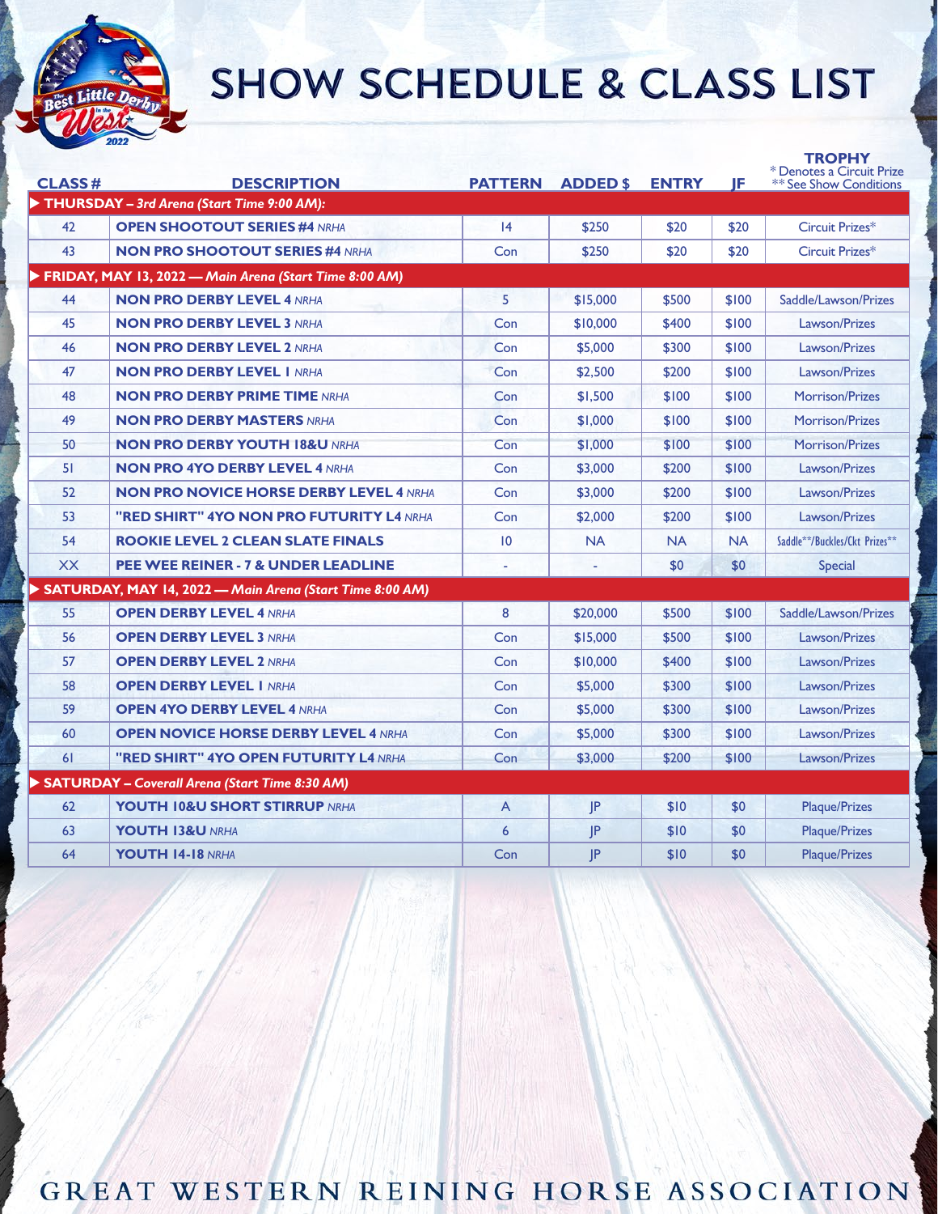# SHOW SCHEDULE & CLASS LIST

| CLASS # | DESCRIPTION | PATTERN | ADDED $ | ENTRY | JF | TROPHY * Denotes a Circuit Prize ** See Show Conditions |
|---|---|---|---|---|---|---|
| **THURSDAY – *3rd Arena (Start Time 9:00 AM):*** | | | | | | |
| 42 | **OPEN SHOOTOUT SERIES #4** *NRHA* | 14 | $250 | $20 | $20 | Circuit Prizes* |
| 43 | **NON PRO SHOOTOUT SERIES #4** *NRHA* | Con | $250 | $20 | $20 | Circuit Prizes* |
| **FRIDAY, MAY 13, 2022 — *Main Arena (Start Time 8:00 AM)*** | | | | | | |
| 44 | **NON PRO DERBY LEVEL 4** *NRHA* | 5 | $15,000 | $500 | $100 | Saddle/Lawson/Prizes |
| 45 | **NON PRO DERBY LEVEL 3** *NRHA* | Con | $10,000 | $400 | $100 | Lawson/Prizes |
| 46 | **NON PRO DERBY LEVEL 2** *NRHA* | Con | $5,000 | $300 | $100 | Lawson/Prizes |
| 47 | **NON PRO DERBY LEVEL 1** *NRHA* | Con | $2,500 | $200 | $100 | Lawson/Prizes |
| 48 | **NON PRO DERBY PRIME TIME** *NRHA* | Con | $1,500 | $100 | $100 | Morrison/Prizes |
| 49 | **NON PRO DERBY MASTERS** *NRHA* | Con | $1,000 | $100 | $100 | Morrison/Prizes |
| 50 | **NON PRO DERBY YOUTH 18&U** *NRHA* | Con | $1,000 | $100 | $100 | Morrison/Prizes |
| 51 | **NON PRO 4YO DERBY LEVEL 4** *NRHA* | Con | $3,000 | $200 | $100 | Lawson/Prizes |
| 52 | **NON PRO NOVICE HORSE DERBY LEVEL 4** *NRHA* | Con | $3,000 | $200 | $100 | Lawson/Prizes |
| 53 | **"RED SHIRT" 4YO NON PRO FUTURITY L4** *NRHA* | Con | $2,000 | $200 | $100 | Lawson/Prizes |
| 54 | **ROOKIE LEVEL 2 CLEAN SLATE FINALS** | 10 | NA | NA | NA | Saddle**/Buckles/Ckt Prizes** |
| XX | **PEE WEE REINER - 7 & UNDER LEADLINE** | - | - | $0 | $0 | Special |
| **SATURDAY, MAY 14, 2022 — *Main Arena (Start Time 8:00 AM)*** | | | | | | |
| 55 | **OPEN DERBY LEVEL 4** *NRHA* | 8 | $20,000 | $500 | $100 | Saddle/Lawson/Prizes |
| 56 | **OPEN DERBY LEVEL 3** *NRHA* | Con | $15,000 | $500 | $100 | Lawson/Prizes |
| 57 | **OPEN DERBY LEVEL 2** *NRHA* | Con | $10,000 | $400 | $100 | Lawson/Prizes |
| 58 | **OPEN DERBY LEVEL 1** *NRHA* | Con | $5,000 | $300 | $100 | Lawson/Prizes |
| 59 | **OPEN 4YO DERBY LEVEL 4** *NRHA* | Con | $5,000 | $300 | $100 | Lawson/Prizes |
| 60 | **OPEN NOVICE HORSE DERBY LEVEL 4** *NRHA* | Con | $5,000 | $300 | $100 | Lawson/Prizes |
| 61 | **"RED SHIRT" 4YO OPEN FUTURITY L4** *NRHA* | Con | $3,000 | $200 | $100 | Lawson/Prizes |
| **SATURDAY – *Coverall Arena (Start Time 8:30 AM)*** | | | | | | |
| 62 | **YOUTH 10&U SHORT STIRRUP** *NRHA* | A | JP | $10 | $0 | Plaque/Prizes |
| 63 | **YOUTH 13&U** *NRHA* | 6 | JP | $10 | $0 | Plaque/Prizes |
| 64 | **YOUTH 14-18** *NRHA* | Con | JP | $10 | $0 | Plaque/Prizes |

GREAT WESTERN REINING HORSE ASSOCIATION